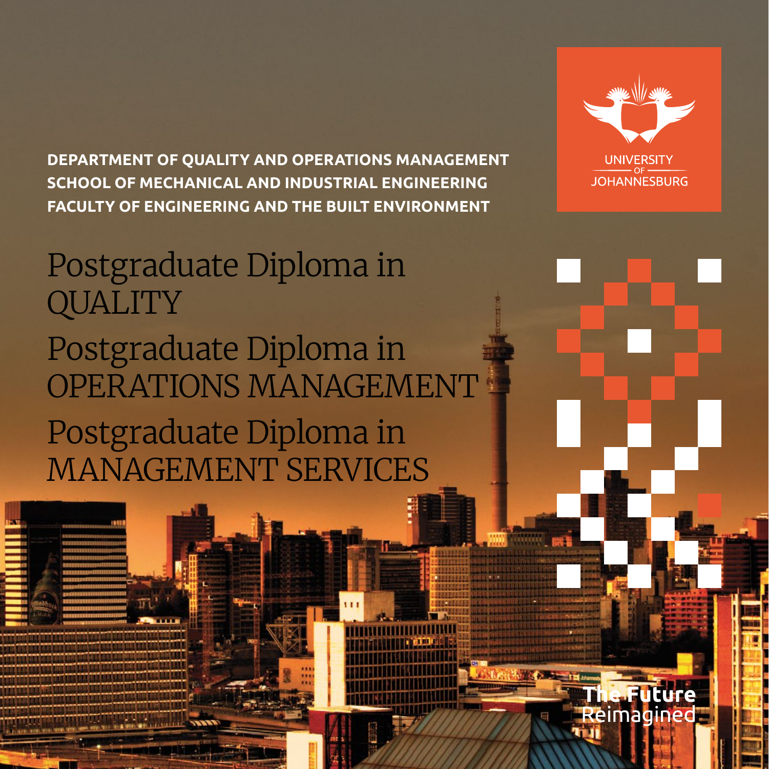**DEPARTMENT OF QUALITY AND OPERATIONS MANAGEMENT**
**SCHOOL OF MECHANICAL AND INDUSTRIAL ENGINEERING**
**FACULTY OF ENGINEERING AND THE BUILT ENVIRONMENT**

UNIVERSITY OF JOHANNESBURG

# Postgraduate Diploma in QUALITY

# Postgraduate Diploma in OPERATIONS MANAGEMENT

# Postgraduate Diploma in MANAGEMENT SERVICES

**The Future**
Reimagined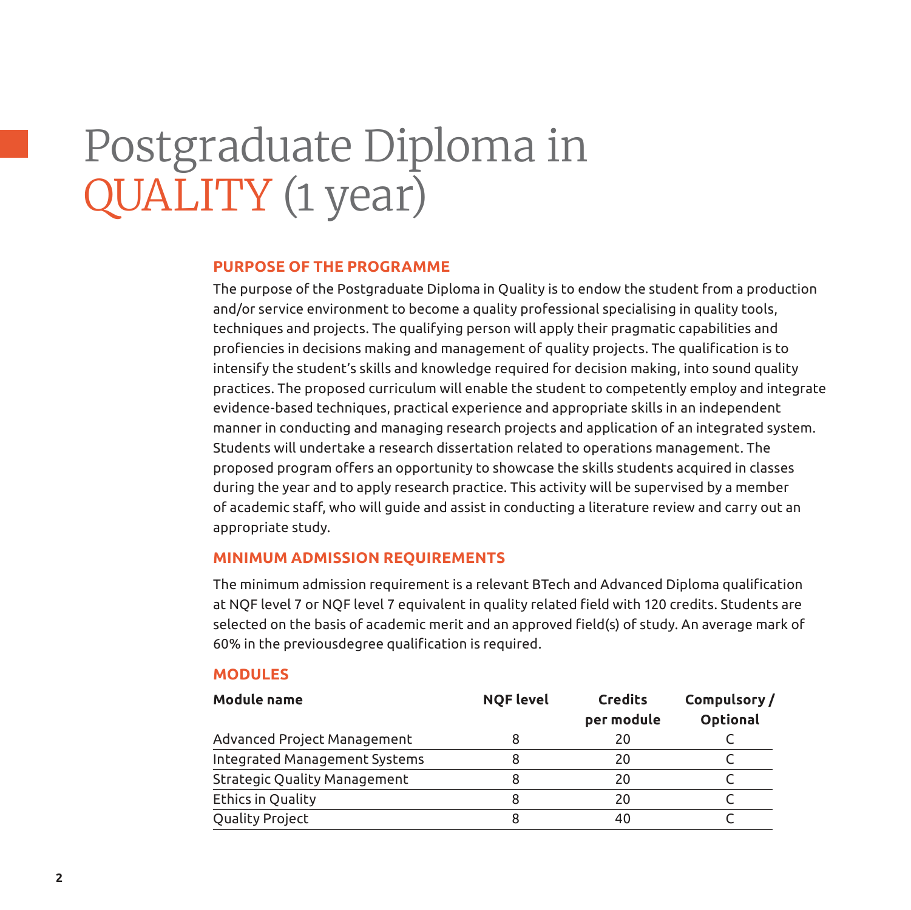# Postgraduate Diploma in QUALITY (1 year)

## PURPOSE OF THE PROGRAMME

The purpose of the Postgraduate Diploma in Quality is to endow the student from a production and/or service environment to become a quality professional specialising in quality tools, techniques and projects. The qualifying person will apply their pragmatic capabilities and profiencies in decisions making and management of quality projects. The qualification is to intensify the student's skills and knowledge required for decision making, into sound quality practices. The proposed curriculum will enable the student to competently employ and integrate evidence-based techniques, practical experience and appropriate skills in an independent manner in conducting and managing research projects and application of an integrated system. Students will undertake a research dissertation related to operations management. The proposed program offers an opportunity to showcase the skills students acquired in classes during the year and to apply research practice. This activity will be supervised by a member of academic staff, who will guide and assist in conducting a literature review and carry out an appropriate study.

## MINIMUM ADMISSION REQUIREMENTS

The minimum admission requirement is a relevant BTech and Advanced Diploma qualification at NQF level 7 or NQF level 7 equivalent in quality related field with 120 credits. Students are selected on the basis of academic merit and an approved field(s) of study. An average mark of 60% in the previousdegree qualification is required.

## MODULES

| Module name | NQF level | Credits per module | Compulsory / Optional |
|---|---|---|---|
| Advanced Project Management | 8 | 20 | C |
| Integrated Management Systems | 8 | 20 | C |
| Strategic Quality Management | 8 | 20 | C |
| Ethics in Quality | 8 | 20 | C |
| Quality Project | 8 | 40 | C |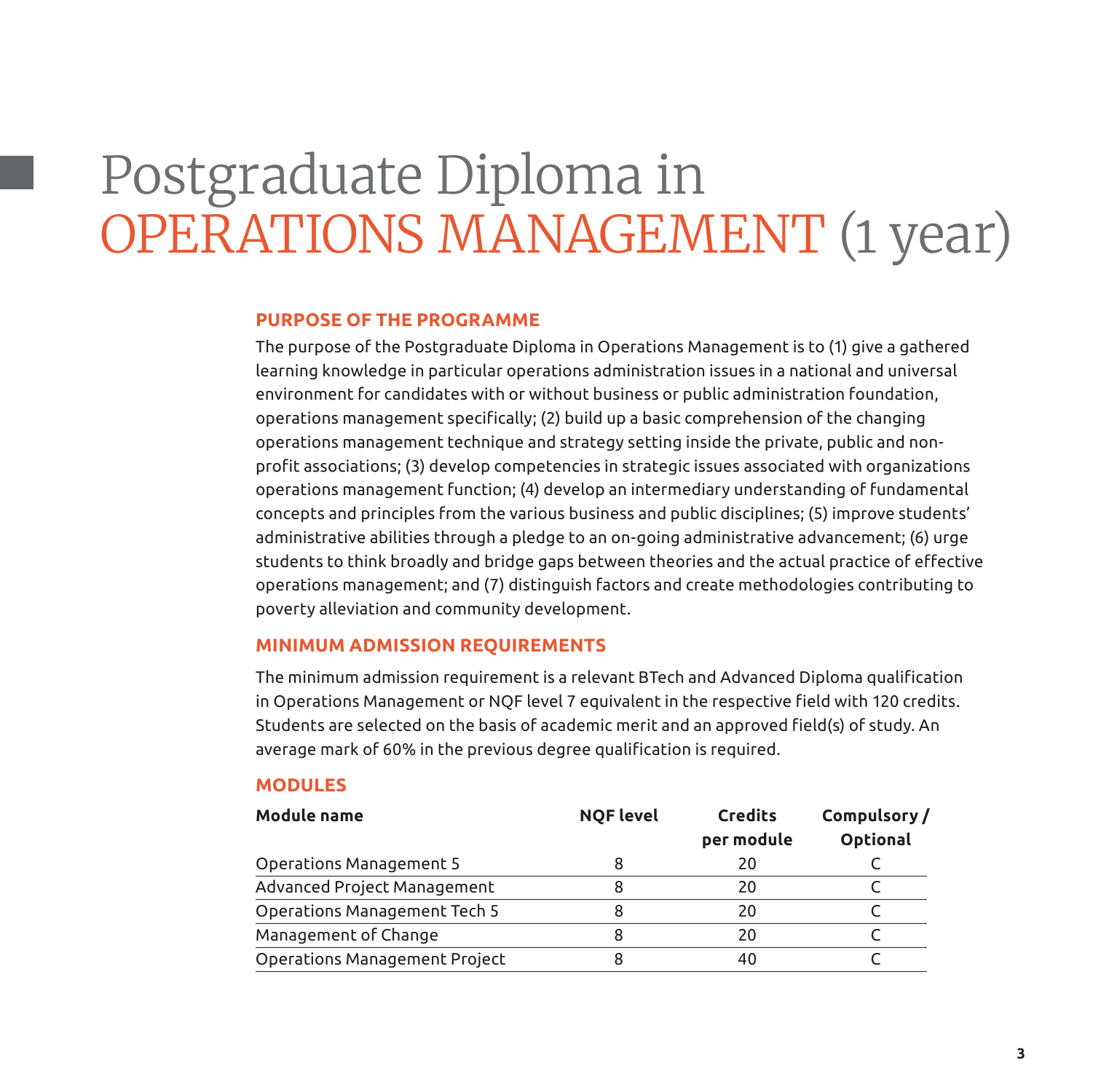# Postgraduate Diploma in OPERATIONS MANAGEMENT (1 year)

## PURPOSE OF THE PROGRAMME

The purpose of the Postgraduate Diploma in Operations Management is to (1) give a gathered learning knowledge in particular operations administration issues in a national and universal environment for candidates with or without business or public administration foundation, operations management specifically; (2) build up a basic comprehension of the changing operations management technique and strategy setting inside the private, public and non-profit associations; (3) develop competencies in strategic issues associated with organizations operations management function; (4) develop an intermediary understanding of fundamental concepts and principles from the various business and public disciplines; (5) improve students' administrative abilities through a pledge to an on-going administrative advancement; (6) urge students to think broadly and bridge gaps between theories and the actual practice of effective operations management; and (7) distinguish factors and create methodologies contributing to poverty alleviation and community development.

## MINIMUM ADMISSION REQUIREMENTS

The minimum admission requirement is a relevant BTech and Advanced Diploma qualification in Operations Management or NQF level 7 equivalent in the respective field with 120 credits. Students are selected on the basis of academic merit and an approved field(s) of study. An average mark of 60% in the previous degree qualification is required.

## MODULES

| Module name | NQF level | Credits per module | Compulsory / Optional |
|---|---|---|---|
| Operations Management 5 | 8 | 20 | C |
| Advanced Project Management | 8 | 20 | C |
| Operations Management Tech 5 | 8 | 20 | C |
| Management of Change | 8 | 20 | C |
| Operations Management Project | 8 | 40 | C |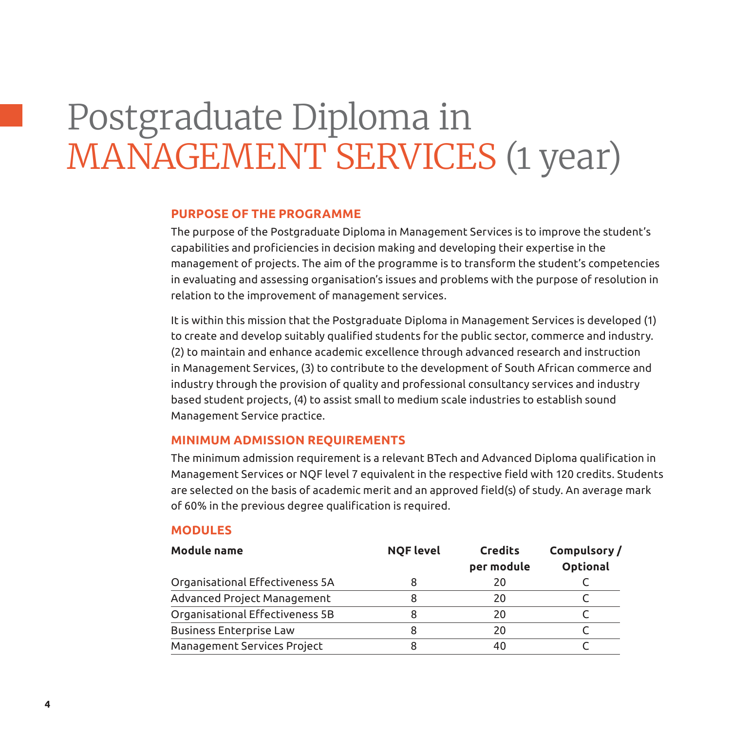# Postgraduate Diploma in MANAGEMENT SERVICES (1 year)

## PURPOSE OF THE PROGRAMME

The purpose of the Postgraduate Diploma in Management Services is to improve the student's capabilities and proficiencies in decision making and developing their expertise in the management of projects. The aim of the programme is to transform the student's competencies in evaluating and assessing organisation's issues and problems with the purpose of resolution in relation to the improvement of management services.

It is within this mission that the Postgraduate Diploma in Management Services is developed (1) to create and develop suitably qualified students for the public sector, commerce and industry. (2) to maintain and enhance academic excellence through advanced research and instruction in Management Services, (3) to contribute to the development of South African commerce and industry through the provision of quality and professional consultancy services and industry based student projects, (4) to assist small to medium scale industries to establish sound Management Service practice.

## MINIMUM ADMISSION REQUIREMENTS

The minimum admission requirement is a relevant BTech and Advanced Diploma qualification in Management Services or NQF level 7 equivalent in the respective field with 120 credits. Students are selected on the basis of academic merit and an approved field(s) of study. An average mark of 60% in the previous degree qualification is required.

## MODULES

| Module name | NQF level | Credits per module | Compulsory / Optional |
|---|---|---|---|
| Organisational Effectiveness 5A | 8 | 20 | C |
| Advanced Project Management | 8 | 20 | C |
| Organisational Effectiveness 5B | 8 | 20 | C |
| Business Enterprise Law | 8 | 20 | C |
| Management Services Project | 8 | 40 | C |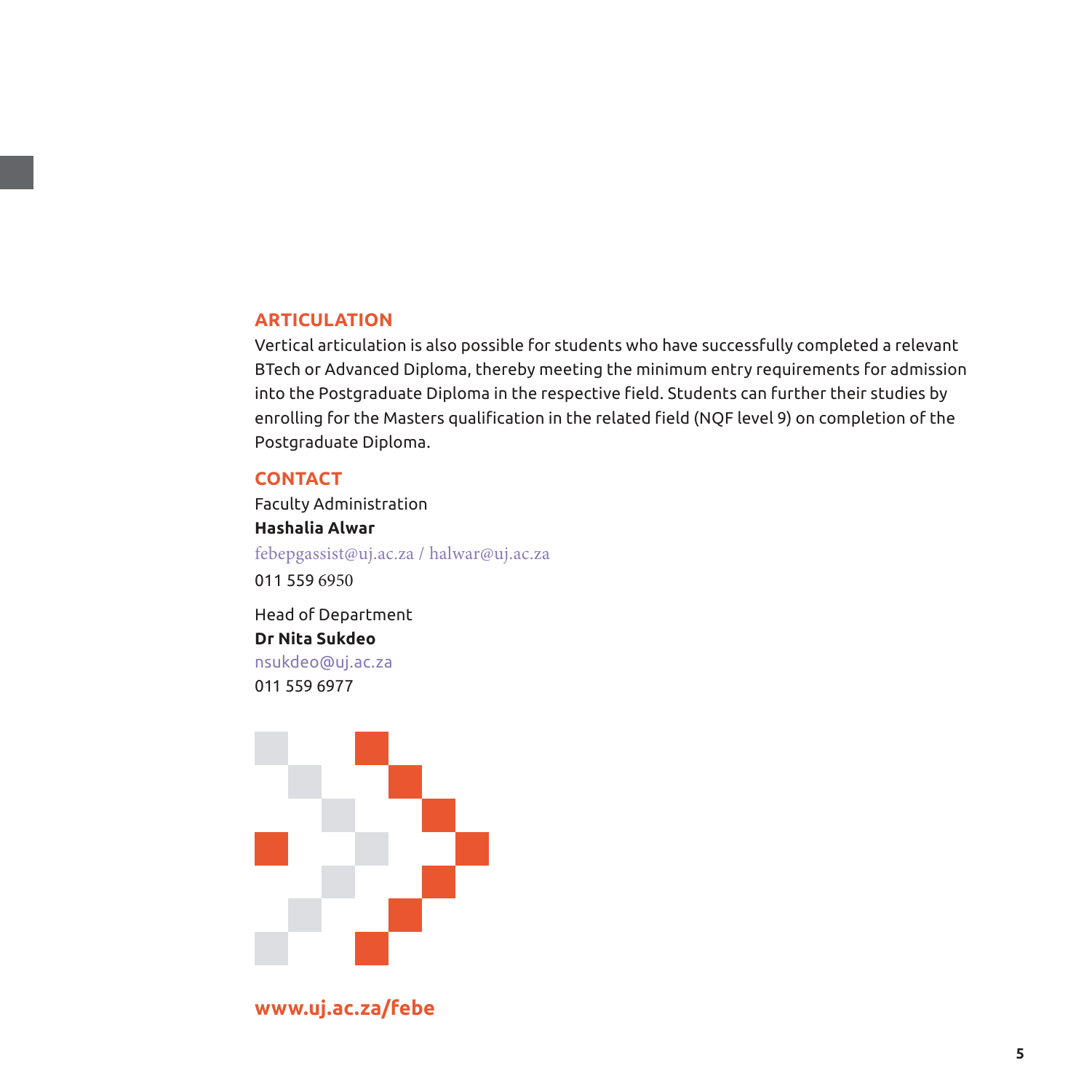## ARTICULATION

Vertical articulation is also possible for students who have successfully completed a relevant BTech or Advanced Diploma, thereby meeting the minimum entry requirements for admission into the Postgraduate Diploma in the respective field. Students can further their studies by enrolling for the Masters qualification in the related field (NQF level 9) on completion of the Postgraduate Diploma.

## CONTACT

Faculty Administration
**Hashalia Alwar**
febepgassist@uj.ac.za / halwar@uj.ac.za
011 559 6950

Head of Department
**Dr Nita Sukdeo**
nsukdeo@uj.ac.za
011 559 6977

**www.uj.ac.za/febe**